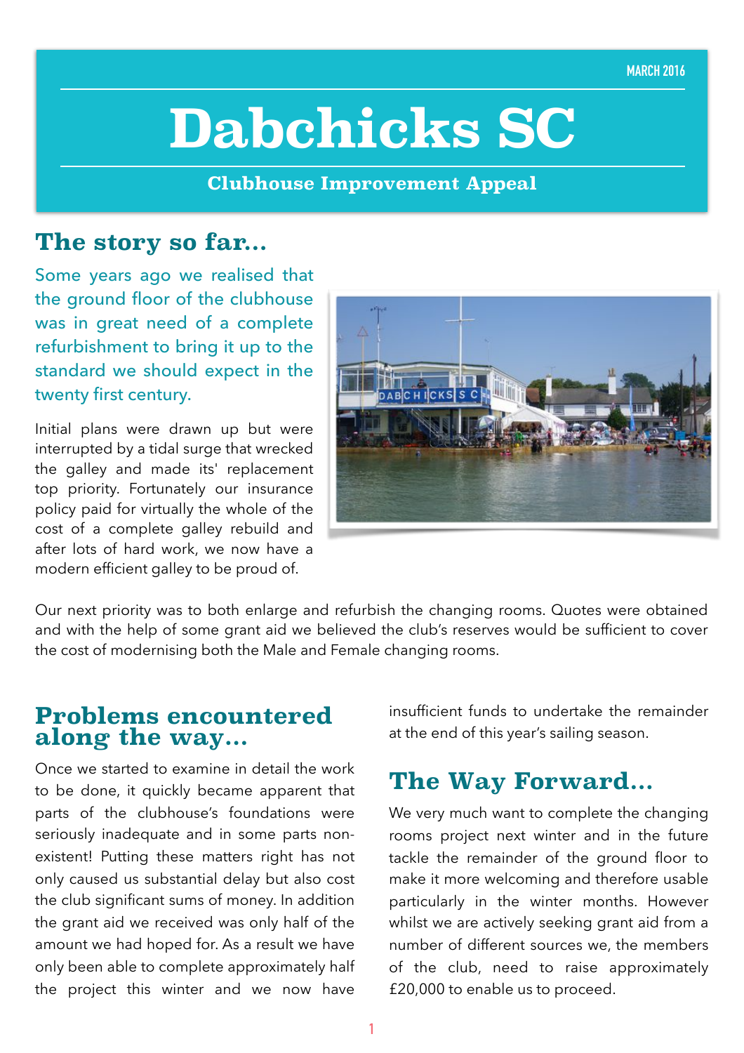MARCH 2016

# Dabchicks SC

**Clubhouse Improvement Appeal**

## The story so far...

Some years ago we realised that the ground floor of the clubhouse was in great need of a complete refurbishment to bring it up to the standard we should expect in the twenty first century.

Initial plans were drawn up but were interrupted by a tidal surge that wrecked the galley and made its' replacement top priority. Fortunately our insurance policy paid for virtually the whole of the cost of a complete galley rebuild and after lots of hard work, we now have a modern efficient galley to be proud of.

Our next priority was to both enlarge and refurbish the changing rooms. Quotes were obtained and with the help of some grant aid we believed the club's reserves would be sufficient to cover the cost of modernising both the Male and Female changing rooms.

## Problems encountered along the way...

Once we started to examine in detail the work to be done, it quickly became apparent that parts of the clubhouse's foundations were seriously inadequate and in some parts non-existent! Putting these matters right has not only caused us substantial delay but also cost the club significant sums of money. In addition the grant aid we received was only half of the amount we had hoped for. As a result we have only been able to complete approximately half the project this winter and we now have insufficient funds to undertake the remainder at the end of this year's sailing season.

## The Way Forward...

We very much want to complete the changing rooms project next winter and in the future tackle the remainder of the ground floor to make it more welcoming and therefore usable particularly in the winter months. However whilst we are actively seeking grant aid from a number of different sources we, the members of the club, need to raise approximately £20,000 to enable us to proceed.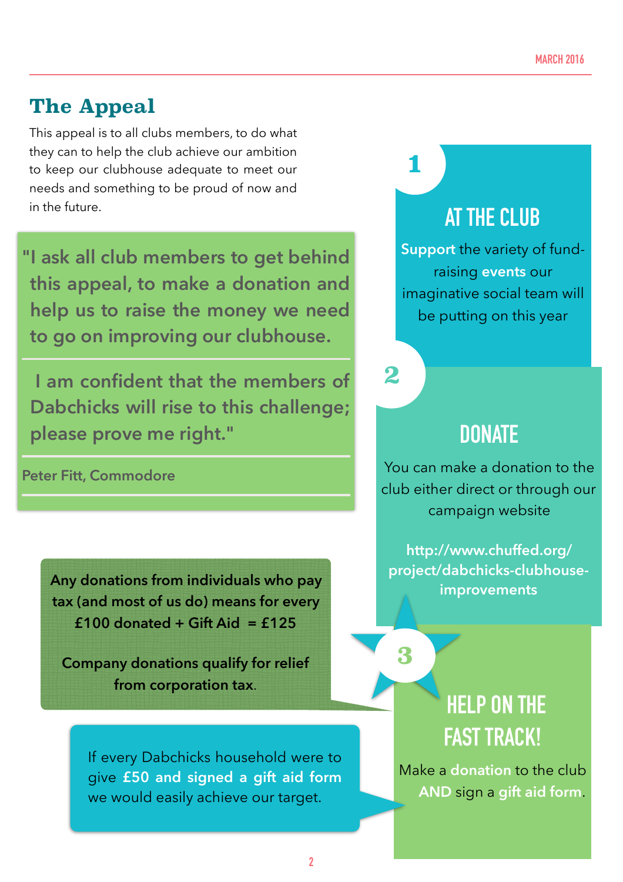## The Appeal

This appeal is to all clubs members, to do what they can to help the club achieve our ambition to keep our clubhouse adequate to meet our needs and something to be proud of now and in the future.

"I ask all club members to get behind this appeal, to make a donation and help us to raise the money we need to go on improving our clubhouse.

I am confident that the members of Dabchicks will rise to this challenge; please prove me right."

Peter Fitt, Commodore

**Any donations from individuals who pay tax (and most of us do) means for every £100 donated + Gift Aid = £125**

**Company donations qualify for relief from corporation tax.**

If every Dabchicks household were to give **£50 and signed a gift aid form** we would easily achieve our target.

### 1

### AT THE CLUB

**Support** the variety of fund-raising **events** our imaginative social team will be putting on this year

### 2

### DONATE

You can make a donation to the club either direct or through our campaign website

**http://www.chuffed.org/project/dabchicks-clubhouse-improvements**

### 3

### HELP ON THE FAST TRACK!

Make a **donation** to the club **AND** sign a **gift aid form**.